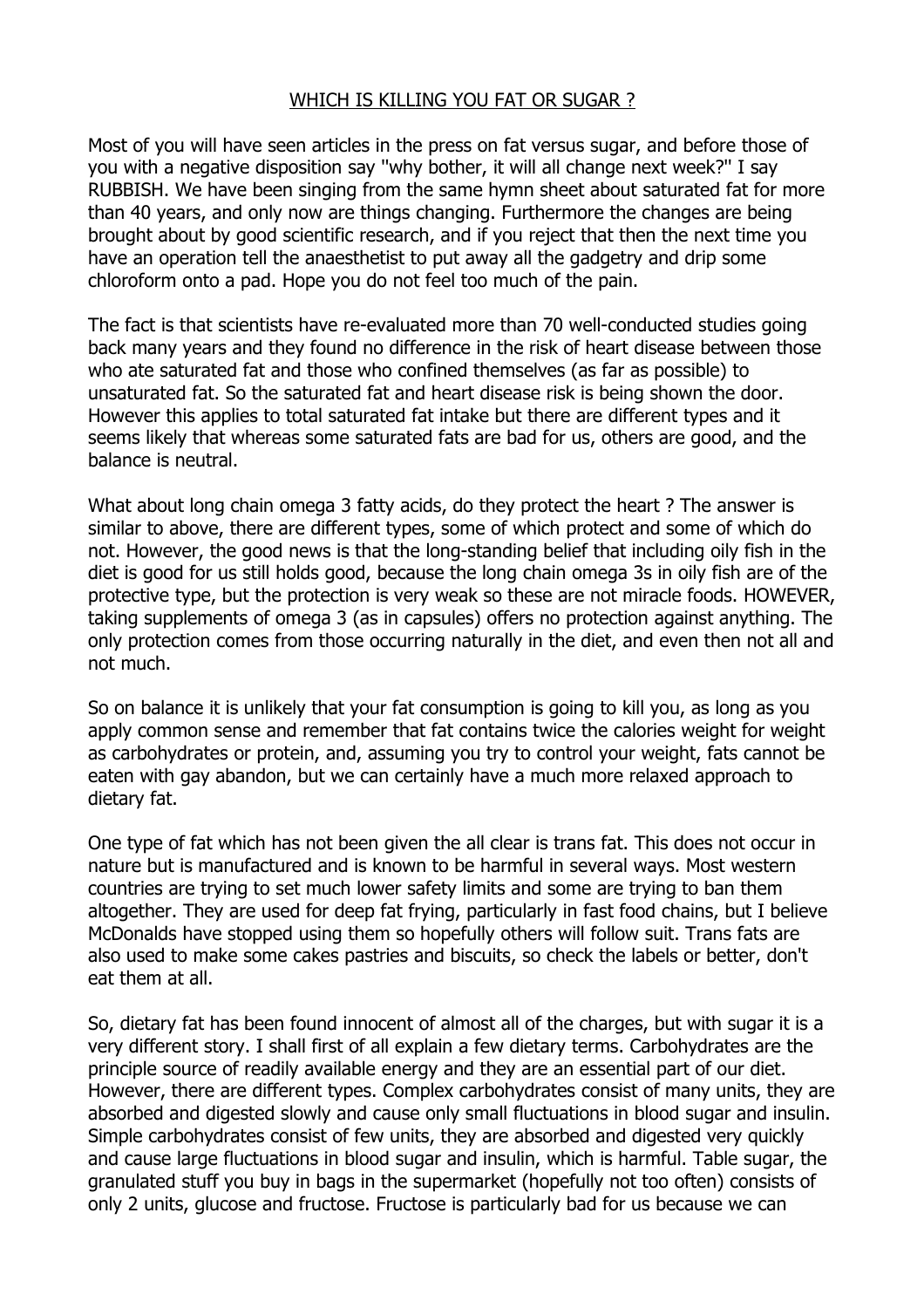# WHICH IS KILLING YOU FAT OR SUGAR ?

Most of you will have seen articles in the press on fat versus sugar, and before those of you with a negative disposition say "why bother, it will all change next week?" I say RUBBISH. We have been singing from the same hymn sheet about saturated fat for more than 40 years, and only now are things changing. Furthermore the changes are being brought about by good scientific research, and if you reject that then the next time you have an operation tell the anaesthetist to put away all the gadgetry and drip some chloroform onto a pad. Hope you do not feel too much of the pain.

The fact is that scientists have re-evaluated more than 70 well-conducted studies going back many years and they found no difference in the risk of heart disease between those who ate saturated fat and those who confined themselves (as far as possible) to unsaturated fat. So the saturated fat and heart disease risk is being shown the door. However this applies to total saturated fat intake but there are different types and it seems likely that whereas some saturated fats are bad for us, others are good, and the balance is neutral.

What about long chain omega 3 fatty acids, do they protect the heart ? The answer is similar to above, there are different types, some of which protect and some of which do not. However, the good news is that the long-standing belief that including oily fish in the diet is good for us still holds good, because the long chain omega 3s in oily fish are of the protective type, but the protection is very weak so these are not miracle foods. HOWEVER, taking supplements of omega 3 (as in capsules) offers no protection against anything. The only protection comes from those occurring naturally in the diet, and even then not all and not much.

So on balance it is unlikely that your fat consumption is going to kill you, as long as you apply common sense and remember that fat contains twice the calories weight for weight as carbohydrates or protein, and, assuming you try to control your weight, fats cannot be eaten with gay abandon, but we can certainly have a much more relaxed approach to dietary fat.

One type of fat which has not been given the all clear is trans fat. This does not occur in nature but is manufactured and is known to be harmful in several ways. Most western countries are trying to set much lower safety limits and some are trying to ban them altogether. They are used for deep fat frying, particularly in fast food chains, but I believe McDonalds have stopped using them so hopefully others will follow suit. Trans fats are also used to make some cakes pastries and biscuits, so check the labels or better, don't eat them at all.

So, dietary fat has been found innocent of almost all of the charges, but with sugar it is a very different story. I shall first of all explain a few dietary terms. Carbohydrates are the principle source of readily available energy and they are an essential part of our diet. However, there are different types. Complex carbohydrates consist of many units, they are absorbed and digested slowly and cause only small fluctuations in blood sugar and insulin. Simple carbohydrates consist of few units, they are absorbed and digested very quickly and cause large fluctuations in blood sugar and insulin, which is harmful. Table sugar, the granulated stuff you buy in bags in the supermarket (hopefully not too often) consists of only 2 units, glucose and fructose. Fructose is particularly bad for us because we can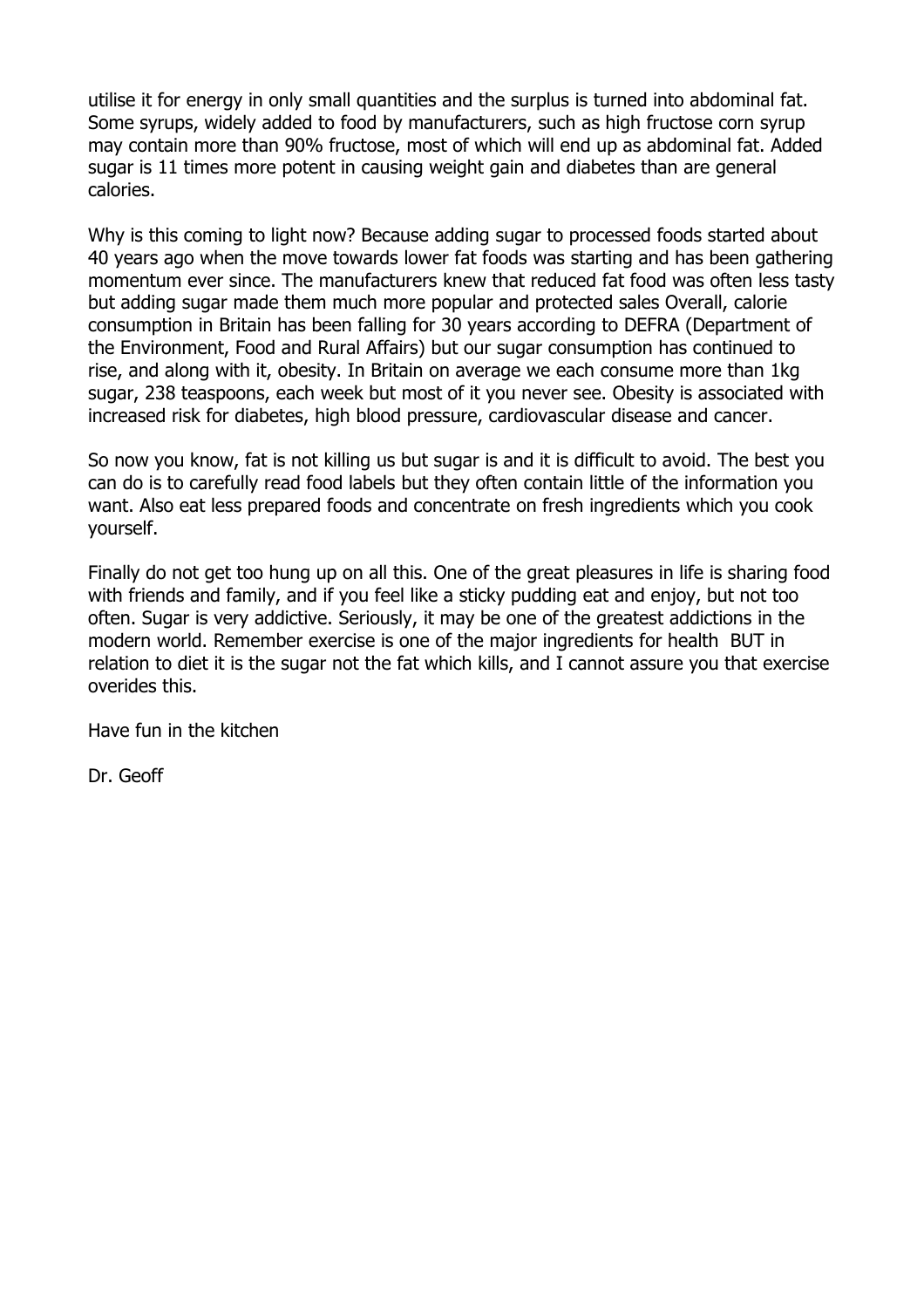utilise it for energy in only small quantities and the surplus is turned into abdominal fat. Some syrups, widely added to food by manufacturers, such as high fructose corn syrup may contain more than 90% fructose, most of which will end up as abdominal fat. Added sugar is 11 times more potent in causing weight gain and diabetes than are general calories.

Why is this coming to light now? Because adding sugar to processed foods started about 40 years ago when the move towards lower fat foods was starting and has been gathering momentum ever since. The manufacturers knew that reduced fat food was often less tasty but adding sugar made them much more popular and protected sales Overall, calorie consumption in Britain has been falling for 30 years according to DEFRA (Department of the Environment, Food and Rural Affairs) but our sugar consumption has continued to rise, and along with it, obesity. In Britain on average we each consume more than 1kg sugar, 238 teaspoons, each week but most of it you never see. Obesity is associated with increased risk for diabetes, high blood pressure, cardiovascular disease and cancer.

So now you know, fat is not killing us but sugar is and it is difficult to avoid. The best you can do is to carefully read food labels but they often contain little of the information you want. Also eat less prepared foods and concentrate on fresh ingredients which you cook yourself.

Finally do not get too hung up on all this. One of the great pleasures in life is sharing food with friends and family, and if you feel like a sticky pudding eat and enjoy, but not too often. Sugar is very addictive. Seriously, it may be one of the greatest addictions in the modern world. Remember exercise is one of the major ingredients for health BUT in relation to diet it is the sugar not the fat which kills, and I cannot assure you that exercise overides this.

Have fun in the kitchen

Dr. Geoff